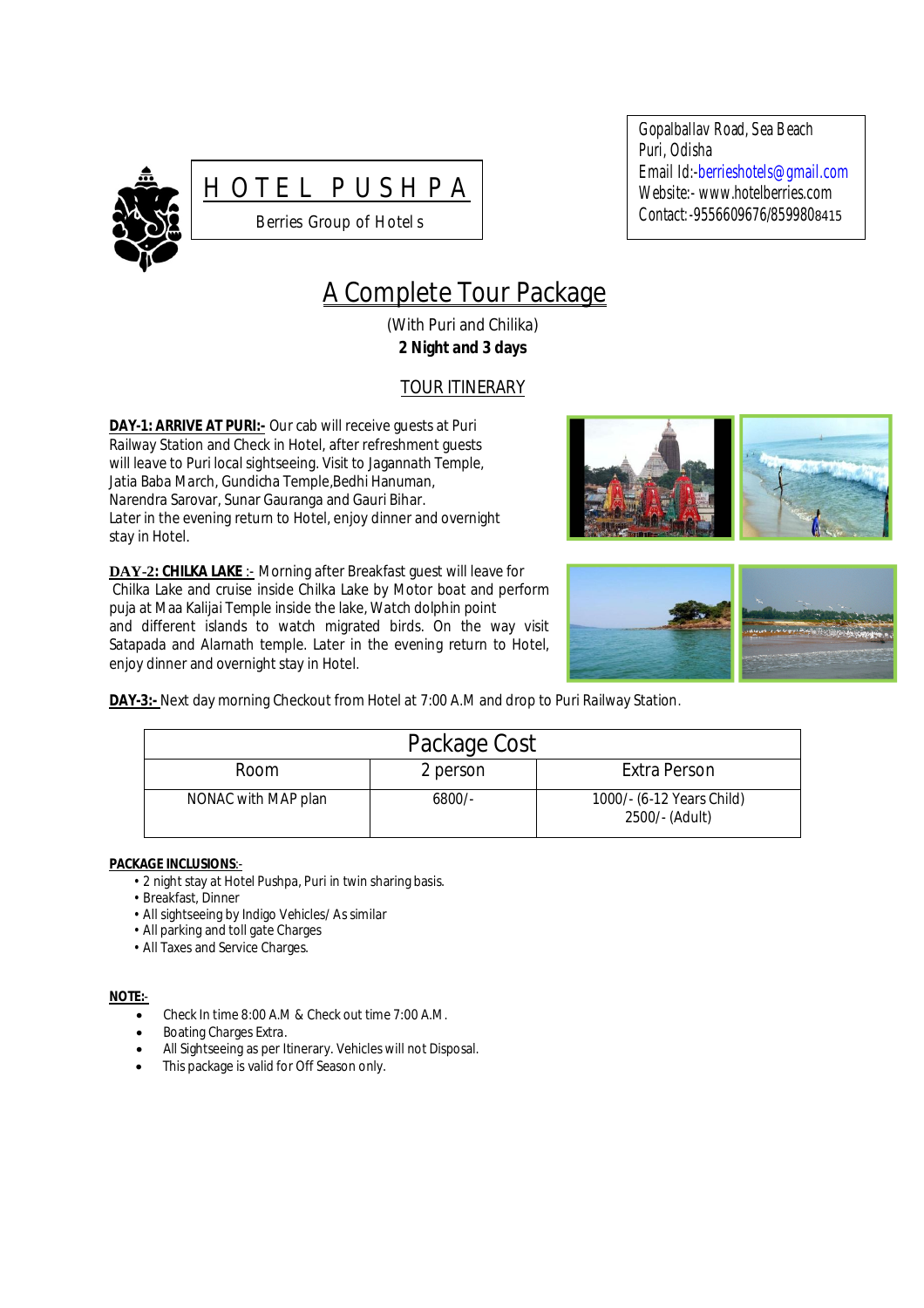# HOTEL PUSHPA

Berries Group of Hotels

Gopalballav Road, Sea Beach
Puri, Odisha
Email Id:-berrieshotels@gmail.com
Website:- www.hotelberries.com
Contact:-9556609676/8599808415

## A Complete Tour Package

(With Puri and Chilika)

**2 Night and 3 days**

### TOUR ITINERARY

**DAY-1: ARRIVE AT PURI:-** Our cab will receive guests at Puri Railway Station and Check in Hotel, after refreshment guests will leave to Puri local sightseeing. Visit to Jagannath Temple, Jatia Baba March, Gundicha Temple,Bedhi Hanuman, Narendra Sarovar, Sunar Gauranga and Gauri Bihar. Later in the evening return to Hotel, enjoy dinner and overnight stay in Hotel.

**DAY-2: CHILKA LAKE** :- Morning after Breakfast guest will leave for Chilka Lake and cruise inside Chilka Lake by Motor boat and perform puja at Maa Kalijai Temple inside the lake, Watch dolphin point and different islands to watch migrated birds. On the way visit Satapada and Alarnath temple. Later in the evening return to Hotel, enjoy dinner and overnight stay in Hotel.

**DAY-3:-** Next day morning Checkout from Hotel at 7:00 A.M and drop to Puri Railway Station.

| Package Cost | | |
|---|---|---|
| Room | 2 person | Extra Person |
| NONAC with MAP plan | 6800/- | 1000/- (6-12 Years Child)<br>2500/- (Adult) |

**PACKAGE INCLUSIONS**:-

- 2 night stay at Hotel Pushpa, Puri in twin sharing basis.
- Breakfast, Dinner
- All sightseeing by Indigo Vehicles/ As similar
- All parking and toll gate Charges
- All Taxes and Service Charges.

**NOTE**:-

- Check In time 8:00 A.M & Check out time 7:00 A.M.
- Boating Charges Extra.
- All Sightseeing as per Itinerary. Vehicles will not Disposal.
- This package is valid for Off Season only.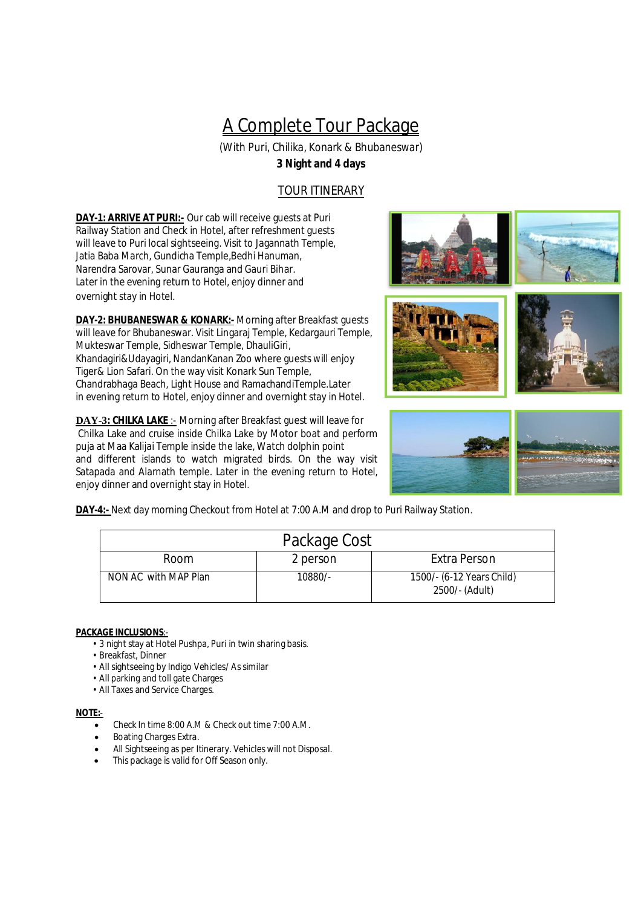# A Complete Tour Package

(With Puri, Chilika, Konark & Bhubaneswar)

**3 Night and 4 days**

## TOUR ITINERARY

**DAY-1: ARRIVE AT PURI:-** Our cab will receive guests at Puri Railway Station and Check in Hotel, after refreshment guests will leave to Puri local sightseeing. Visit to Jagannath Temple, Jatia Baba March, Gundicha Temple,Bedhi Hanuman, Narendra Sarovar, Sunar Gauranga and Gauri Bihar. Later in the evening return to Hotel, enjoy dinner and overnight stay in Hotel.

**DAY-2: BHUBANESWAR & KONARK:-** Morning after Breakfast guests will leave for Bhubaneswar. Visit Lingaraj Temple, Kedargauri Temple, Mukteswar Temple, Sidheswar Temple, DhauliGiri, Khandagiri&Udayagiri, NandanKanan Zoo where guests will enjoy Tiger& Lion Safari. On the way visit Konark Sun Temple, Chandrabhaga Beach, Light House and RamachandiTemple.Later in evening return to Hotel, enjoy dinner and overnight stay in Hotel.

**DAY-3: CHILKA LAKE** :- Morning after Breakfast guest will leave for Chilka Lake and cruise inside Chilka Lake by Motor boat and perform puja at Maa Kalijai Temple inside the lake, Watch dolphin point and different islands to watch migrated birds. On the way visit Satapada and Alarnath temple. Later in the evening return to Hotel, enjoy dinner and overnight stay in Hotel.

**DAY-4:-** Next day morning Checkout from Hotel at 7:00 A.M and drop to Puri Railway Station.

| Package Cost | | |
|---|---|---|
| Room | 2 person | Extra Person |
| NON AC with MAP Plan | 10880/- | 1500/- (6-12 Years Child)<br>2500/- (Adult) |

**PACKAGE INCLUSIONS**:-

- 3 night stay at Hotel Pushpa, Puri in twin sharing basis.
- Breakfast, Dinner
- All sightseeing by Indigo Vehicles/ As similar
- All parking and toll gate Charges
- All Taxes and Service Charges.

**NOTE:-**

- Check In time 8:00 A.M & Check out time 7:00 A.M.
- Boating Charges Extra.
- All Sightseeing as per Itinerary. Vehicles will not Disposal.
- This package is valid for Off Season only.